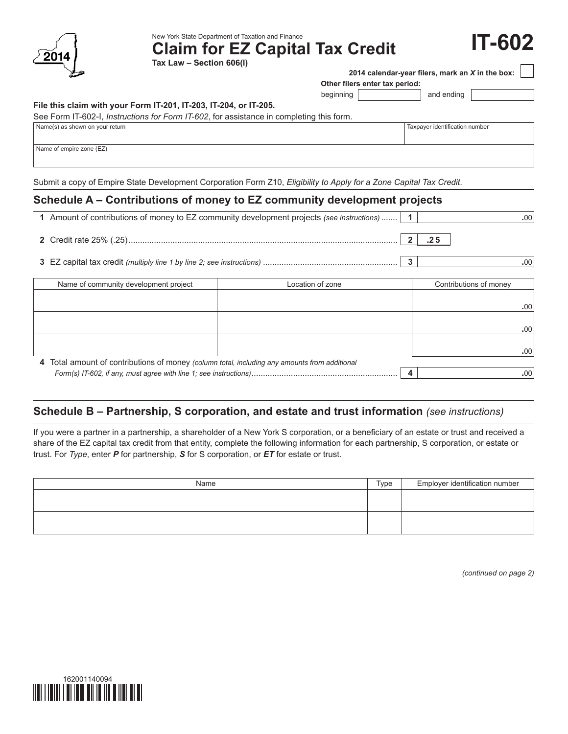New York State Department of Taxation and Finance

# Claim for EZ Capital Tax Credit

**IT-602**

**Tax Law – Section 606(l)**

2014

**2014 calendar-year filers, mark an *X* in the box:** ☐

**Other filers enter tax period:**

beginning ____________ and ending ____________

**File this claim with your Form IT-201, IT-203, IT-204, or IT-205.**

See Form IT-602-I, *Instructions for Form IT-602*, for assistance in completing this form.

| Name(s) as shown on your return | Taxpayer identification number |
|---|---|
| | |

| Name of empire zone (EZ) |
|---|
| |

Submit a copy of Empire State Development Corporation Form Z10, *Eligibility to Apply for a Zone Capital Tax Credit*.

## Schedule A – Contributions of money to EZ community development projects

**1** Amount of contributions of money to EZ community development projects *(see instructions)* ....... **1** .00

**2** Credit rate 25% (.25) ........ **2** .25

**3** EZ capital tax credit *(multiply line 1 by line 2; see instructions)* ........ **3** .00

| Name of community development project | Location of zone | Contributions of money |
|---|---|---|
| | | .00 |
| | | .00 |
| | | .00 |

**4** Total amount of contributions of money *(column total, including any amounts from additional Form(s) IT-602, if any, must agree with line 1; see instructions)* ........ **4** .00

## Schedule B – Partnership, S corporation, and estate and trust information *(see instructions)*

If you were a partner in a partnership, a shareholder of a New York S corporation, or a beneficiary of an estate or trust and received a share of the EZ capital tax credit from that entity, complete the following information for each partnership, S corporation, or estate or trust. For *Type*, enter ***P*** for partnership, ***S*** for S corporation, or ***ET*** for estate or trust.

| Name | Type | Employer identification number |
|---|---|---|
| | | |
| | | |

*(continued on page 2)*

162001140094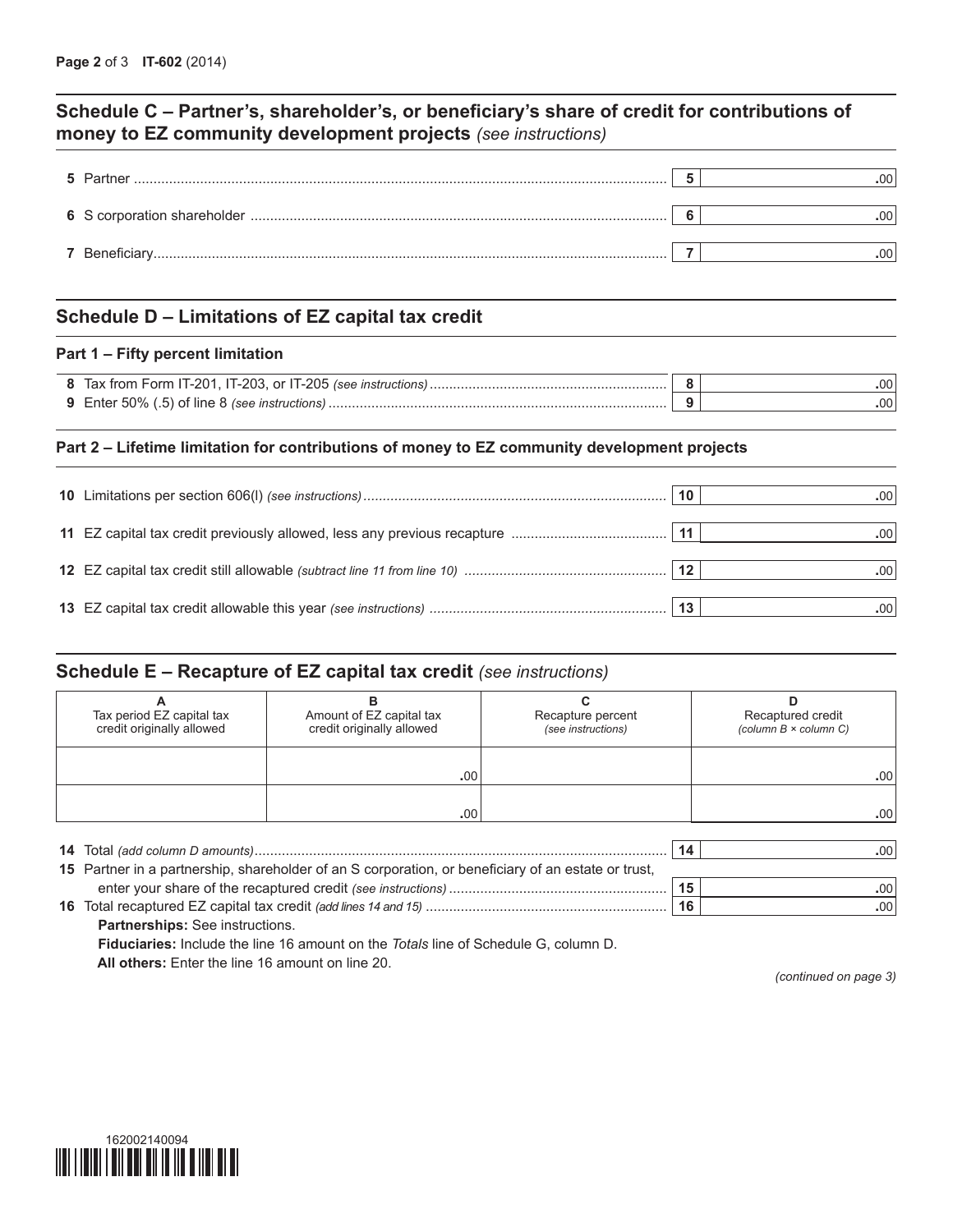## Schedule C – Partner's, shareholder's, or beneficiary's share of credit for contributions of money to EZ community development projects *(see instructions)*

| | | |
|---|---|---|
| **5** Partner | **5** | .00 |
| **6** S corporation shareholder | **6** | .00 |
| **7** Beneficiary | **7** | .00 |

## Schedule D – Limitations of EZ capital tax credit

### Part 1 – Fifty percent limitation

| | | |
|---|---|---|
| **8** Tax from Form IT-201, IT-203, or IT-205 *(see instructions)* | **8** | .00 |
| **9** Enter 50% (.5) of line 8 *(see instructions)* | **9** | .00 |

### Part 2 – Lifetime limitation for contributions of money to EZ community development projects

| | | |
|---|---|---|
| **10** Limitations per section 606(l) *(see instructions)* | **10** | .00 |
| **11** EZ capital tax credit previously allowed, less any previous recapture | **11** | .00 |
| **12** EZ capital tax credit still allowable *(subtract line 11 from line 10)* | **12** | .00 |
| **13** EZ capital tax credit allowable this year *(see instructions)* | **13** | .00 |

## Schedule E – Recapture of EZ capital tax credit *(see instructions)*

| **A**<br>Tax period EZ capital tax credit originally allowed | **B**<br>Amount of EZ capital tax credit originally allowed | **C**<br>Recapture percent *(see instructions)* | **D**<br>Recaptured credit *(column B × column C)* |
|---|---|---|---|
| | .00 | | .00 |
| | .00 | | .00 |

| | | |
|---|---|---|
| **14** Total *(add column D amounts)* | **14** | .00 |
| **15** Partner in a partnership, shareholder of an S corporation, or beneficiary of an estate or trust, enter your share of the recaptured credit *(see instructions)* | **15** | .00 |
| **16** Total recaptured EZ capital tax credit *(add lines 14 and 15)* | **16** | .00 |

**Partnerships:** See instructions.

**Fiduciaries:** Include the line 16 amount on the *Totals* line of Schedule G, column D.

**All others:** Enter the line 16 amount on line 20.

*(continued on page 3)*

162002140094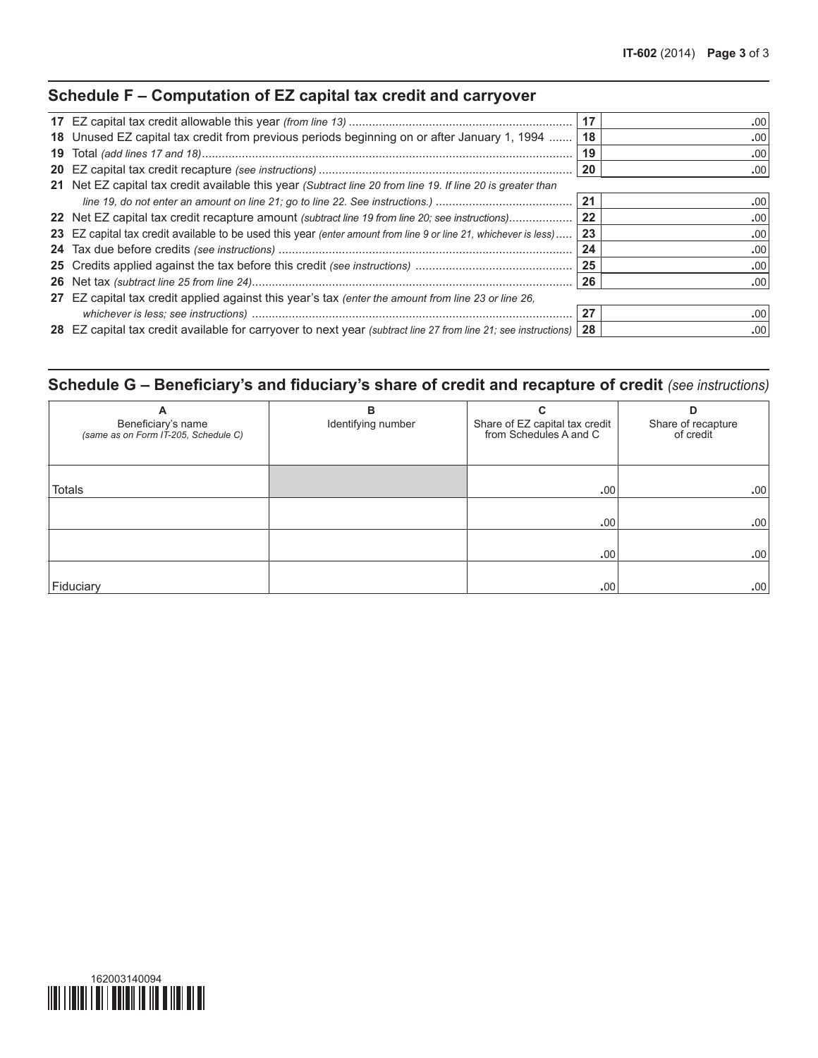## Schedule F – Computation of EZ capital tax credit and carryover

| | | | |
|---|---|---|---|
| 17 | EZ capital tax credit allowable this year *(from line 13)* | 17 | .00 |
| 18 | Unused EZ capital tax credit from previous periods beginning on or after January 1, 1994 | 18 | .00 |
| 19 | Total *(add lines 17 and 18)* | 19 | .00 |
| 20 | EZ capital tax credit recapture *(see instructions)* | 20 | .00 |
| 21 | Net EZ capital tax credit available this year *(Subtract line 20 from line 19. If line 20 is greater than line 19, do not enter an amount on line 21; go to line 22. See instructions.)* | 21 | .00 |
| 22 | Net EZ capital tax credit recapture amount *(subtract line 19 from line 20; see instructions)* | 22 | .00 |
| 23 | EZ capital tax credit available to be used this year *(enter amount from line 9 or line 21, whichever is less)* | 23 | .00 |
| 24 | Tax due before credits *(see instructions)* | 24 | .00 |
| 25 | Credits applied against the tax before this credit *(see instructions)* | 25 | .00 |
| 26 | Net tax *(subtract line 25 from line 24)* | 26 | .00 |
| 27 | EZ capital tax credit applied against this year's tax *(enter the amount from line 23 or line 26, whichever is less; see instructions)* | 27 | .00 |
| 28 | EZ capital tax credit available for carryover to next year *(subtract line 27 from line 21; see instructions)* | 28 | .00 |

## Schedule G – Beneficiary's and fiduciary's share of credit and recapture of credit *(see instructions)*

| A<br>Beneficiary's name<br>*(same as on Form IT-205, Schedule C)* | B<br>Identifying number | C<br>Share of EZ capital tax credit from Schedules A and C | D<br>Share of recapture of credit |
|---|---|---|---|
| Totals | | .00 | .00 |
| | | .00 | .00 |
| | | .00 | .00 |
| Fiduciary | | .00 | .00 |

162003140094